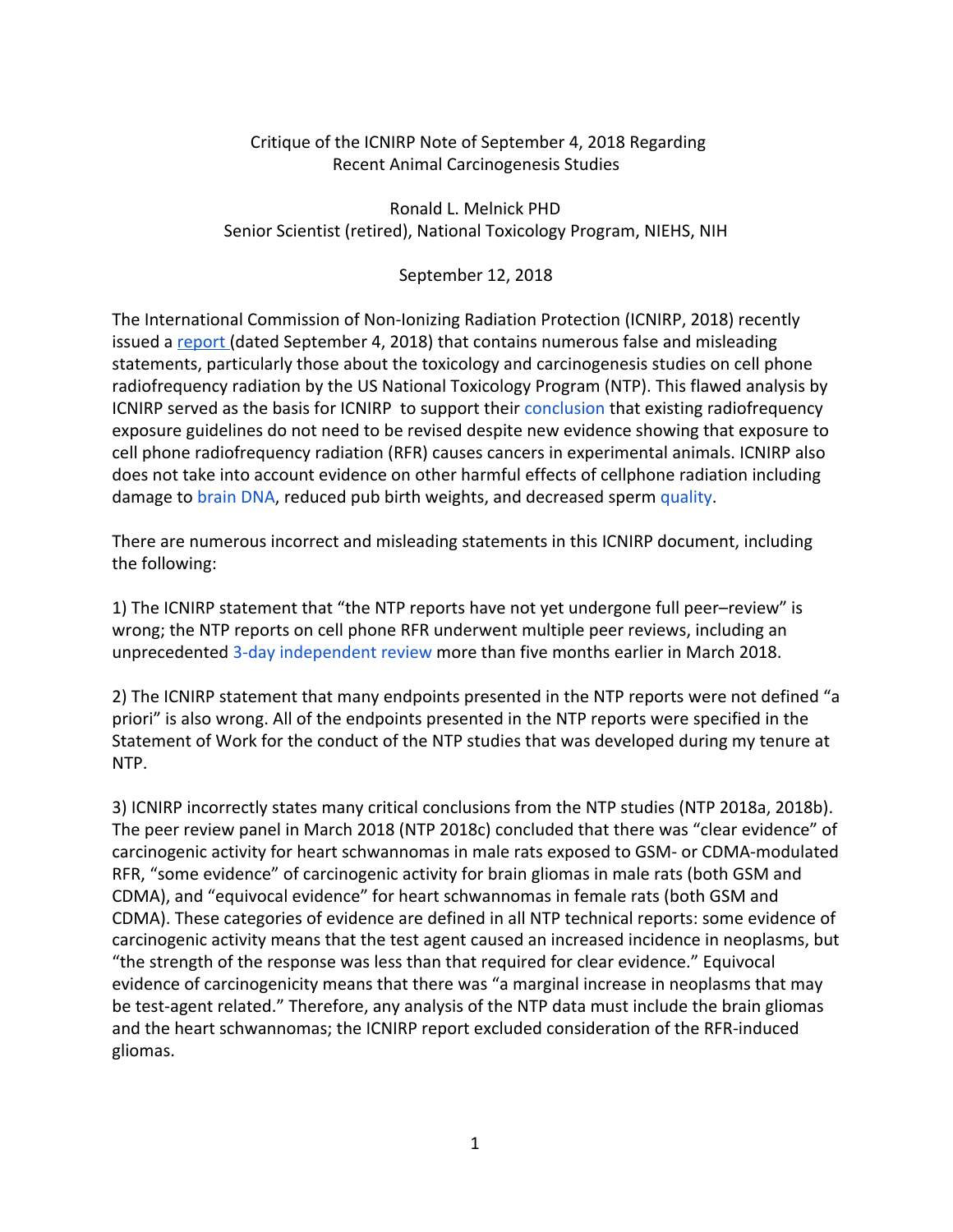Critique of the ICNIRP Note of September 4, 2018 Regarding Recent Animal Carcinogenesis Studies

Ronald L. Melnick PHD
Senior Scientist (retired), National Toxicology Program, NIEHS, NIH

September 12, 2018

The International Commission of Non-Ionizing Radiation Protection (ICNIRP, 2018) recently issued a report (dated September 4, 2018) that contains numerous false and misleading statements, particularly those about the toxicology and carcinogenesis studies on cell phone radiofrequency radiation by the US National Toxicology Program (NTP). This flawed analysis by ICNIRP served as the basis for ICNIRP to support their conclusion that existing radiofrequency exposure guidelines do not need to be revised despite new evidence showing that exposure to cell phone radiofrequency radiation (RFR) causes cancers in experimental animals. ICNIRP also does not take into account evidence on other harmful effects of cellphone radiation including damage to brain DNA, reduced pub birth weights, and decreased sperm quality.

There are numerous incorrect and misleading statements in this ICNIRP document, including the following:

1) The ICNIRP statement that "the NTP reports have not yet undergone full peer–review" is wrong; the NTP reports on cell phone RFR underwent multiple peer reviews, including an unprecedented 3-day independent review more than five months earlier in March 2018.

2) The ICNIRP statement that many endpoints presented in the NTP reports were not defined "a priori" is also wrong. All of the endpoints presented in the NTP reports were specified in the Statement of Work for the conduct of the NTP studies that was developed during my tenure at NTP.

3) ICNIRP incorrectly states many critical conclusions from the NTP studies (NTP 2018a, 2018b). The peer review panel in March 2018 (NTP 2018c) concluded that there was "clear evidence" of carcinogenic activity for heart schwannomas in male rats exposed to GSM- or CDMA-modulated RFR, "some evidence" of carcinogenic activity for brain gliomas in male rats (both GSM and CDMA), and "equivocal evidence" for heart schwannomas in female rats (both GSM and CDMA). These categories of evidence are defined in all NTP technical reports: some evidence of carcinogenic activity means that the test agent caused an increased incidence in neoplasms, but "the strength of the response was less than that required for clear evidence." Equivocal evidence of carcinogenicity means that there was "a marginal increase in neoplasms that may be test-agent related." Therefore, any analysis of the NTP data must include the brain gliomas and the heart schwannomas; the ICNIRP report excluded consideration of the RFR-induced gliomas.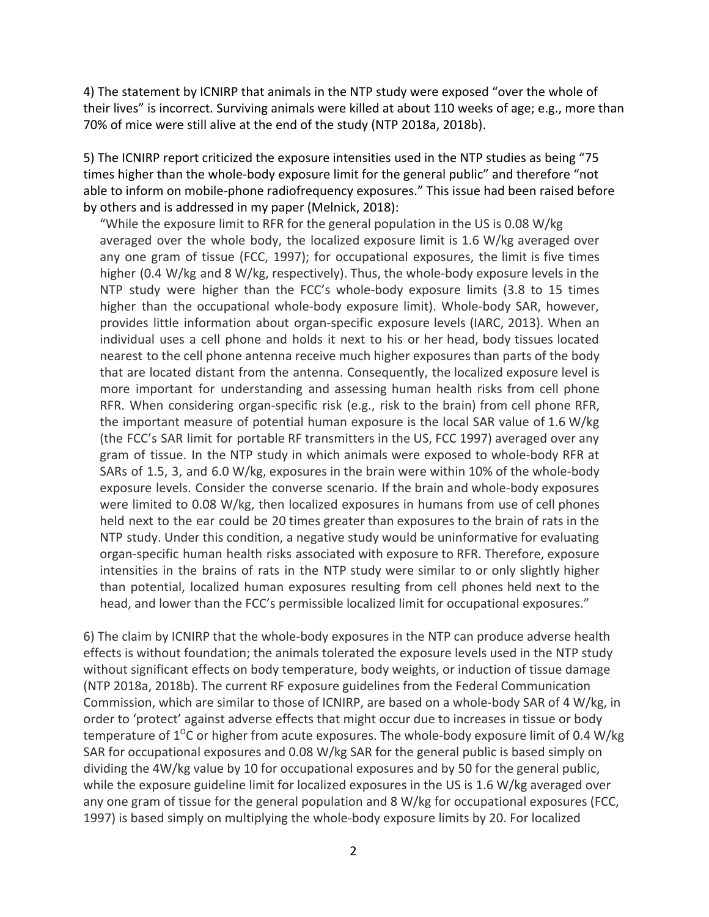4) The statement by ICNIRP that animals in the NTP study were exposed "over the whole of their lives" is incorrect. Surviving animals were killed at about 110 weeks of age; e.g., more than 70% of mice were still alive at the end of the study (NTP 2018a, 2018b).

5) The ICNIRP report criticized the exposure intensities used in the NTP studies as being "75 times higher than the whole-body exposure limit for the general public" and therefore "not able to inform on mobile-phone radiofrequency exposures." This issue had been raised before by others and is addressed in my paper (Melnick, 2018):

> "While the exposure limit to RFR for the general population in the US is 0.08 W/kg averaged over the whole body, the localized exposure limit is 1.6 W/kg averaged over any one gram of tissue (FCC, 1997); for occupational exposures, the limit is five times higher (0.4 W/kg and 8 W/kg, respectively). Thus, the whole-body exposure levels in the NTP study were higher than the FCC's whole-body exposure limits (3.8 to 15 times higher than the occupational whole-body exposure limit). Whole-body SAR, however, provides little information about organ-specific exposure levels (IARC, 2013). When an individual uses a cell phone and holds it next to his or her head, body tissues located nearest to the cell phone antenna receive much higher exposures than parts of the body that are located distant from the antenna. Consequently, the localized exposure level is more important for understanding and assessing human health risks from cell phone RFR. When considering organ-specific risk (e.g., risk to the brain) from cell phone RFR, the important measure of potential human exposure is the local SAR value of 1.6 W/kg (the FCC's SAR limit for portable RF transmitters in the US, FCC 1997) averaged over any gram of tissue. In the NTP study in which animals were exposed to whole-body RFR at SARs of 1.5, 3, and 6.0 W/kg, exposures in the brain were within 10% of the whole-body exposure levels. Consider the converse scenario. If the brain and whole-body exposures were limited to 0.08 W/kg, then localized exposures in humans from use of cell phones held next to the ear could be 20 times greater than exposures to the brain of rats in the NTP study. Under this condition, a negative study would be uninformative for evaluating organ-specific human health risks associated with exposure to RFR. Therefore, exposure intensities in the brains of rats in the NTP study were similar to or only slightly higher than potential, localized human exposures resulting from cell phones held next to the head, and lower than the FCC's permissible localized limit for occupational exposures."

6) The claim by ICNIRP that the whole-body exposures in the NTP can produce adverse health effects is without foundation; the animals tolerated the exposure levels used in the NTP study without significant effects on body temperature, body weights, or induction of tissue damage (NTP 2018a, 2018b). The current RF exposure guidelines from the Federal Communication Commission, which are similar to those of ICNIRP, are based on a whole-body SAR of 4 W/kg, in order to 'protect' against adverse effects that might occur due to increases in tissue or body temperature of $1^{O}$C or higher from acute exposures. The whole-body exposure limit of 0.4 W/kg SAR for occupational exposures and 0.08 W/kg SAR for the general public is based simply on dividing the 4W/kg value by 10 for occupational exposures and by 50 for the general public, while the exposure guideline limit for localized exposures in the US is 1.6 W/kg averaged over any one gram of tissue for the general population and 8 W/kg for occupational exposures (FCC, 1997) is based simply on multiplying the whole-body exposure limits by 20. For localized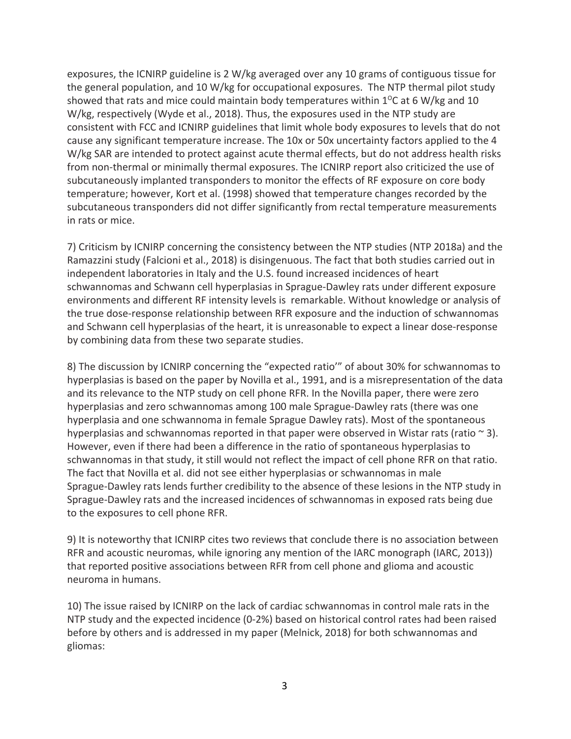exposures, the ICNIRP guideline is 2 W/kg averaged over any 10 grams of contiguous tissue for the general population, and 10 W/kg for occupational exposures. The NTP thermal pilot study showed that rats and mice could maintain body temperatures within $1^{O}$C at 6 W/kg and 10 W/kg, respectively (Wyde et al., 2018). Thus, the exposures used in the NTP study are consistent with FCC and ICNIRP guidelines that limit whole body exposures to levels that do not cause any significant temperature increase. The 10x or 50x uncertainty factors applied to the 4 W/kg SAR are intended to protect against acute thermal effects, but do not address health risks from non-thermal or minimally thermal exposures. The ICNIRP report also criticized the use of subcutaneously implanted transponders to monitor the effects of RF exposure on core body temperature; however, Kort et al. (1998) showed that temperature changes recorded by the subcutaneous transponders did not differ significantly from rectal temperature measurements in rats or mice.

7) Criticism by ICNIRP concerning the consistency between the NTP studies (NTP 2018a) and the Ramazzini study (Falcioni et al., 2018) is disingenuous. The fact that both studies carried out in independent laboratories in Italy and the U.S. found increased incidences of heart schwannomas and Schwann cell hyperplasias in Sprague-Dawley rats under different exposure environments and different RF intensity levels is remarkable. Without knowledge or analysis of the true dose-response relationship between RFR exposure and the induction of schwannomas and Schwann cell hyperplasias of the heart, it is unreasonable to expect a linear dose-response by combining data from these two separate studies.

8) The discussion by ICNIRP concerning the "expected ratio'" of about 30% for schwannomas to hyperplasias is based on the paper by Novilla et al., 1991, and is a misrepresentation of the data and its relevance to the NTP study on cell phone RFR. In the Novilla paper, there were zero hyperplasias and zero schwannomas among 100 male Sprague-Dawley rats (there was one hyperplasia and one schwannoma in female Sprague Dawley rats). Most of the spontaneous hyperplasias and schwannomas reported in that paper were observed in Wistar rats (ratio ~ 3). However, even if there had been a difference in the ratio of spontaneous hyperplasias to schwannomas in that study, it still would not reflect the impact of cell phone RFR on that ratio. The fact that Novilla et al. did not see either hyperplasias or schwannomas in male Sprague-Dawley rats lends further credibility to the absence of these lesions in the NTP study in Sprague-Dawley rats and the increased incidences of schwannomas in exposed rats being due to the exposures to cell phone RFR.

9) It is noteworthy that ICNIRP cites two reviews that conclude there is no association between RFR and acoustic neuromas, while ignoring any mention of the IARC monograph (IARC, 2013)) that reported positive associations between RFR from cell phone and glioma and acoustic neuroma in humans.

10) The issue raised by ICNIRP on the lack of cardiac schwannomas in control male rats in the NTP study and the expected incidence (0-2%) based on historical control rates had been raised before by others and is addressed in my paper (Melnick, 2018) for both schwannomas and gliomas: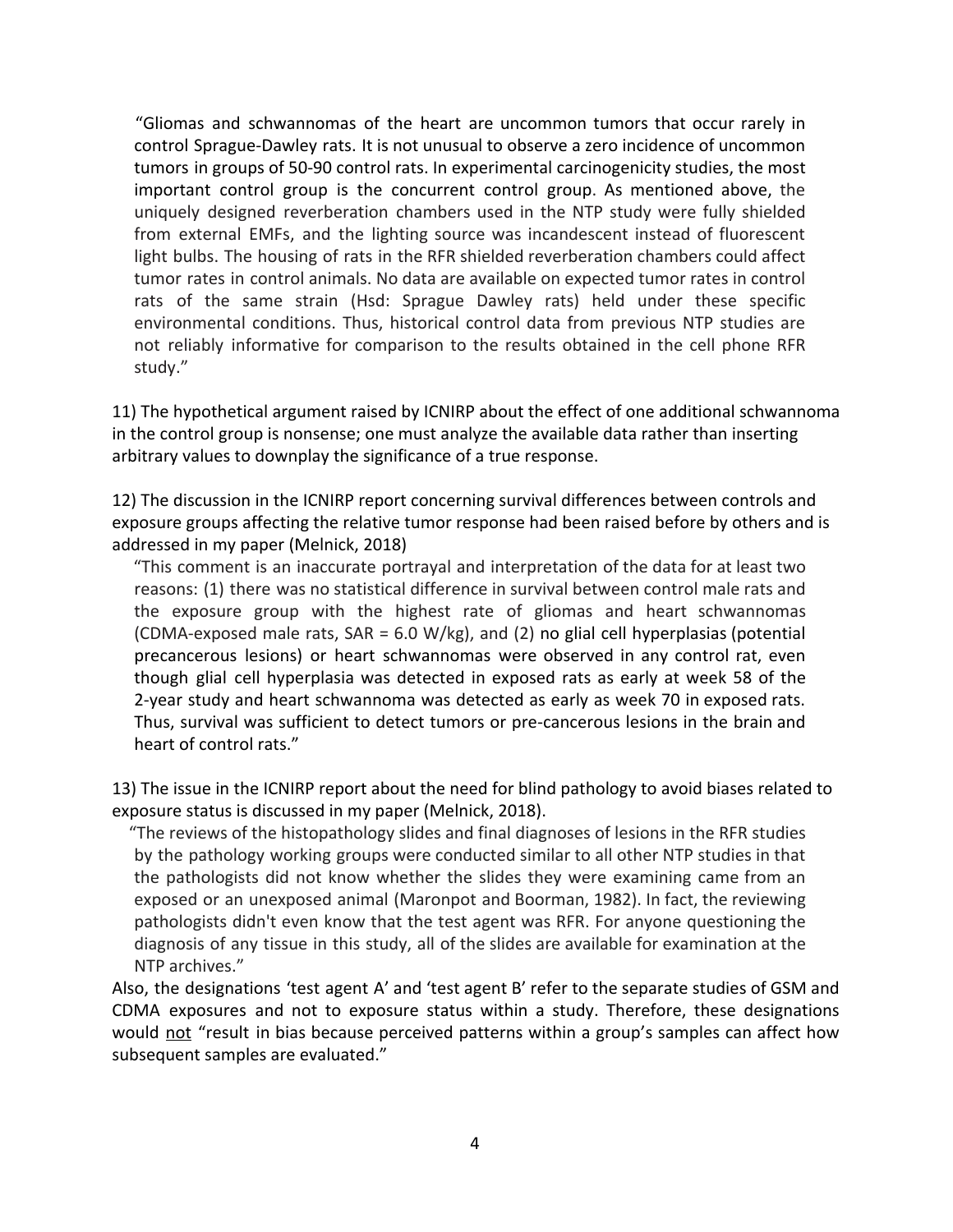> "Gliomas and schwannomas of the heart are uncommon tumors that occur rarely in control Sprague-Dawley rats. It is not unusual to observe a zero incidence of uncommon tumors in groups of 50-90 control rats. In experimental carcinogenicity studies, the most important control group is the concurrent control group. As mentioned above, the uniquely designed reverberation chambers used in the NTP study were fully shielded from external EMFs, and the lighting source was incandescent instead of fluorescent light bulbs. The housing of rats in the RFR shielded reverberation chambers could affect tumor rates in control animals. No data are available on expected tumor rates in control rats of the same strain (Hsd: Sprague Dawley rats) held under these specific environmental conditions. Thus, historical control data from previous NTP studies are not reliably informative for comparison to the results obtained in the cell phone RFR study."

11) The hypothetical argument raised by ICNIRP about the effect of one additional schwannoma in the control group is nonsense; one must analyze the available data rather than inserting arbitrary values to downplay the significance of a true response.

12) The discussion in the ICNIRP report concerning survival differences between controls and exposure groups affecting the relative tumor response had been raised before by others and is addressed in my paper (Melnick, 2018)

> "This comment is an inaccurate portrayal and interpretation of the data for at least two reasons: (1) there was no statistical difference in survival between control male rats and the exposure group with the highest rate of gliomas and heart schwannomas (CDMA-exposed male rats, SAR = 6.0 W/kg), and (2) no glial cell hyperplasias (potential precancerous lesions) or heart schwannomas were observed in any control rat, even though glial cell hyperplasia was detected in exposed rats as early at week 58 of the 2-year study and heart schwannoma was detected as early as week 70 in exposed rats. Thus, survival was sufficient to detect tumors or pre-cancerous lesions in the brain and heart of control rats."

13) The issue in the ICNIRP report about the need for blind pathology to avoid biases related to exposure status is discussed in my paper (Melnick, 2018).

> "The reviews of the histopathology slides and final diagnoses of lesions in the RFR studies by the pathology working groups were conducted similar to all other NTP studies in that the pathologists did not know whether the slides they were examining came from an exposed or an unexposed animal (Maronpot and Boorman, 1982). In fact, the reviewing pathologists didn't even know that the test agent was RFR. For anyone questioning the diagnosis of any tissue in this study, all of the slides are available for examination at the NTP archives."

Also, the designations 'test agent A' and 'test agent B' refer to the separate studies of GSM and CDMA exposures and not to exposure status within a study. Therefore, these designations would <u>not</u> "result in bias because perceived patterns within a group's samples can affect how subsequent samples are evaluated."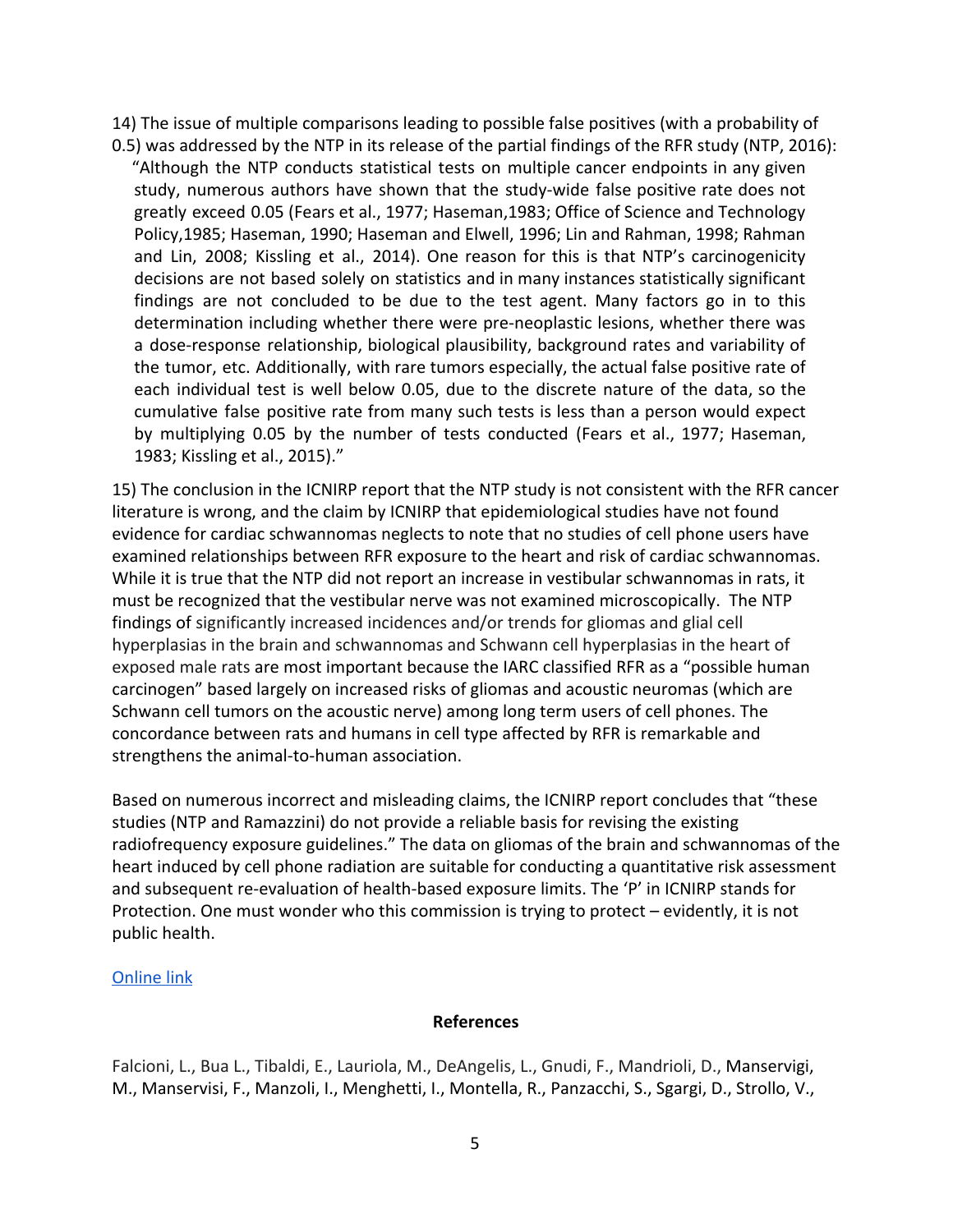14) The issue of multiple comparisons leading to possible false positives (with a probability of 0.5) was addressed by the NTP in its release of the partial findings of the RFR study (NTP, 2016):

> "Although the NTP conducts statistical tests on multiple cancer endpoints in any given study, numerous authors have shown that the study-wide false positive rate does not greatly exceed 0.05 (Fears et al., 1977; Haseman,1983; Office of Science and Technology Policy,1985; Haseman, 1990; Haseman and Elwell, 1996; Lin and Rahman, 1998; Rahman and Lin, 2008; Kissling et al., 2014). One reason for this is that NTP's carcinogenicity decisions are not based solely on statistics and in many instances statistically significant findings are not concluded to be due to the test agent. Many factors go in to this determination including whether there were pre-neoplastic lesions, whether there was a dose-response relationship, biological plausibility, background rates and variability of the tumor, etc. Additionally, with rare tumors especially, the actual false positive rate of each individual test is well below 0.05, due to the discrete nature of the data, so the cumulative false positive rate from many such tests is less than a person would expect by multiplying 0.05 by the number of tests conducted (Fears et al., 1977; Haseman, 1983; Kissling et al., 2015)."

15) The conclusion in the ICNIRP report that the NTP study is not consistent with the RFR cancer literature is wrong, and the claim by ICNIRP that epidemiological studies have not found evidence for cardiac schwannomas neglects to note that no studies of cell phone users have examined relationships between RFR exposure to the heart and risk of cardiac schwannomas. While it is true that the NTP did not report an increase in vestibular schwannomas in rats, it must be recognized that the vestibular nerve was not examined microscopically. The NTP findings of significantly increased incidences and/or trends for gliomas and glial cell hyperplasias in the brain and schwannomas and Schwann cell hyperplasias in the heart of exposed male rats are most important because the IARC classified RFR as a "possible human carcinogen" based largely on increased risks of gliomas and acoustic neuromas (which are Schwann cell tumors on the acoustic nerve) among long term users of cell phones. The concordance between rats and humans in cell type affected by RFR is remarkable and strengthens the animal-to-human association.

Based on numerous incorrect and misleading claims, the ICNIRP report concludes that "these studies (NTP and Ramazzini) do not provide a reliable basis for revising the existing radiofrequency exposure guidelines." The data on gliomas of the brain and schwannomas of the heart induced by cell phone radiation are suitable for conducting a quantitative risk assessment and subsequent re-evaluation of health-based exposure limits. The 'P' in ICNIRP stands for Protection. One must wonder who this commission is trying to protect – evidently, it is not public health.

Online link

## References

Falcioni, L., Bua L., Tibaldi, E., Lauriola, M., DeAngelis, L., Gnudi, F., Mandrioli, D., Manservigi, M., Manservisi, F., Manzoli, I., Menghetti, I., Montella, R., Panzacchi, S., Sgargi, D., Strollo, V.,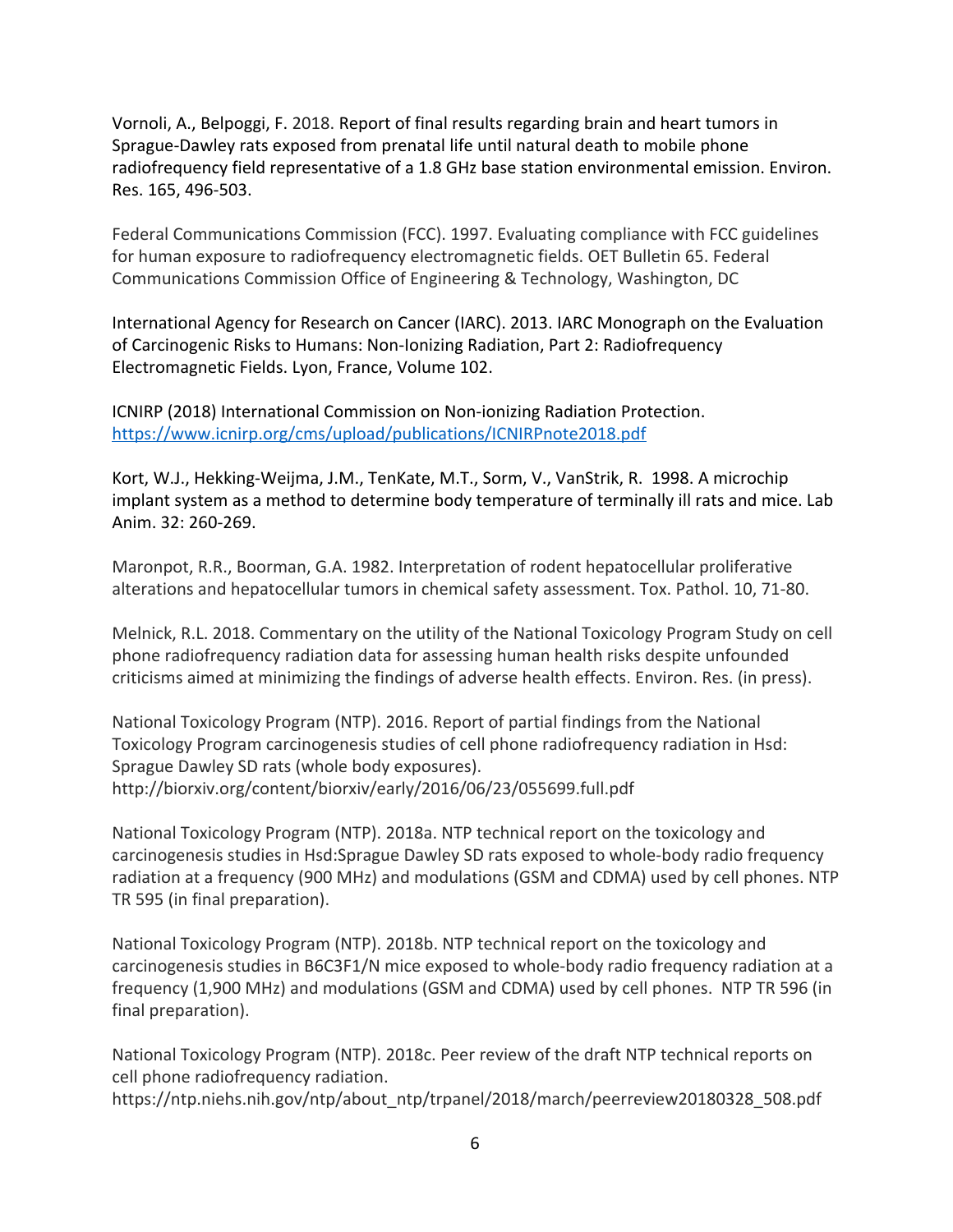Vornoli, A., Belpoggi, F. 2018. Report of final results regarding brain and heart tumors in Sprague-Dawley rats exposed from prenatal life until natural death to mobile phone radiofrequency field representative of a 1.8 GHz base station environmental emission. Environ. Res. 165, 496-503.

Federal Communications Commission (FCC). 1997. Evaluating compliance with FCC guidelines for human exposure to radiofrequency electromagnetic fields. OET Bulletin 65. Federal Communications Commission Office of Engineering & Technology, Washington, DC

International Agency for Research on Cancer (IARC). 2013. IARC Monograph on the Evaluation of Carcinogenic Risks to Humans: Non-Ionizing Radiation, Part 2: Radiofrequency Electromagnetic Fields. Lyon, France, Volume 102.

ICNIRP (2018) International Commission on Non-ionizing Radiation Protection. https://www.icnirp.org/cms/upload/publications/ICNIRPnote2018.pdf

Kort, W.J., Hekking-Weijma, J.M., TenKate, M.T., Sorm, V., VanStrik, R. 1998. A microchip implant system as a method to determine body temperature of terminally ill rats and mice. Lab Anim. 32: 260-269.

Maronpot, R.R., Boorman, G.A. 1982. Interpretation of rodent hepatocellular proliferative alterations and hepatocellular tumors in chemical safety assessment. Tox. Pathol. 10, 71-80.

Melnick, R.L. 2018. Commentary on the utility of the National Toxicology Program Study on cell phone radiofrequency radiation data for assessing human health risks despite unfounded criticisms aimed at minimizing the findings of adverse health effects. Environ. Res. (in press).

National Toxicology Program (NTP). 2016. Report of partial findings from the National Toxicology Program carcinogenesis studies of cell phone radiofrequency radiation in Hsd: Sprague Dawley SD rats (whole body exposures). http://biorxiv.org/content/biorxiv/early/2016/06/23/055699.full.pdf

National Toxicology Program (NTP). 2018a. NTP technical report on the toxicology and carcinogenesis studies in Hsd:Sprague Dawley SD rats exposed to whole-body radio frequency radiation at a frequency (900 MHz) and modulations (GSM and CDMA) used by cell phones. NTP TR 595 (in final preparation).

National Toxicology Program (NTP). 2018b. NTP technical report on the toxicology and carcinogenesis studies in B6C3F1/N mice exposed to whole-body radio frequency radiation at a frequency (1,900 MHz) and modulations (GSM and CDMA) used by cell phones. NTP TR 596 (in final preparation).

National Toxicology Program (NTP). 2018c. Peer review of the draft NTP technical reports on cell phone radiofrequency radiation. https://ntp.niehs.nih.gov/ntp/about_ntp/trpanel/2018/march/peerreview20180328_508.pdf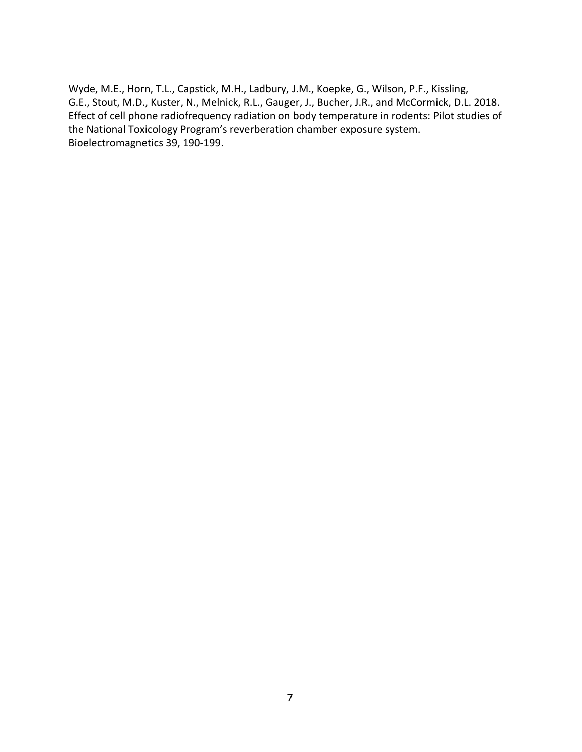Wyde, M.E., Horn, T.L., Capstick, M.H., Ladbury, J.M., Koepke, G., Wilson, P.F., Kissling, G.E., Stout, M.D., Kuster, N., Melnick, R.L., Gauger, J., Bucher, J.R., and McCormick, D.L. 2018. Effect of cell phone radiofrequency radiation on body temperature in rodents: Pilot studies of the National Toxicology Program's reverberation chamber exposure system. Bioelectromagnetics 39, 190-199.